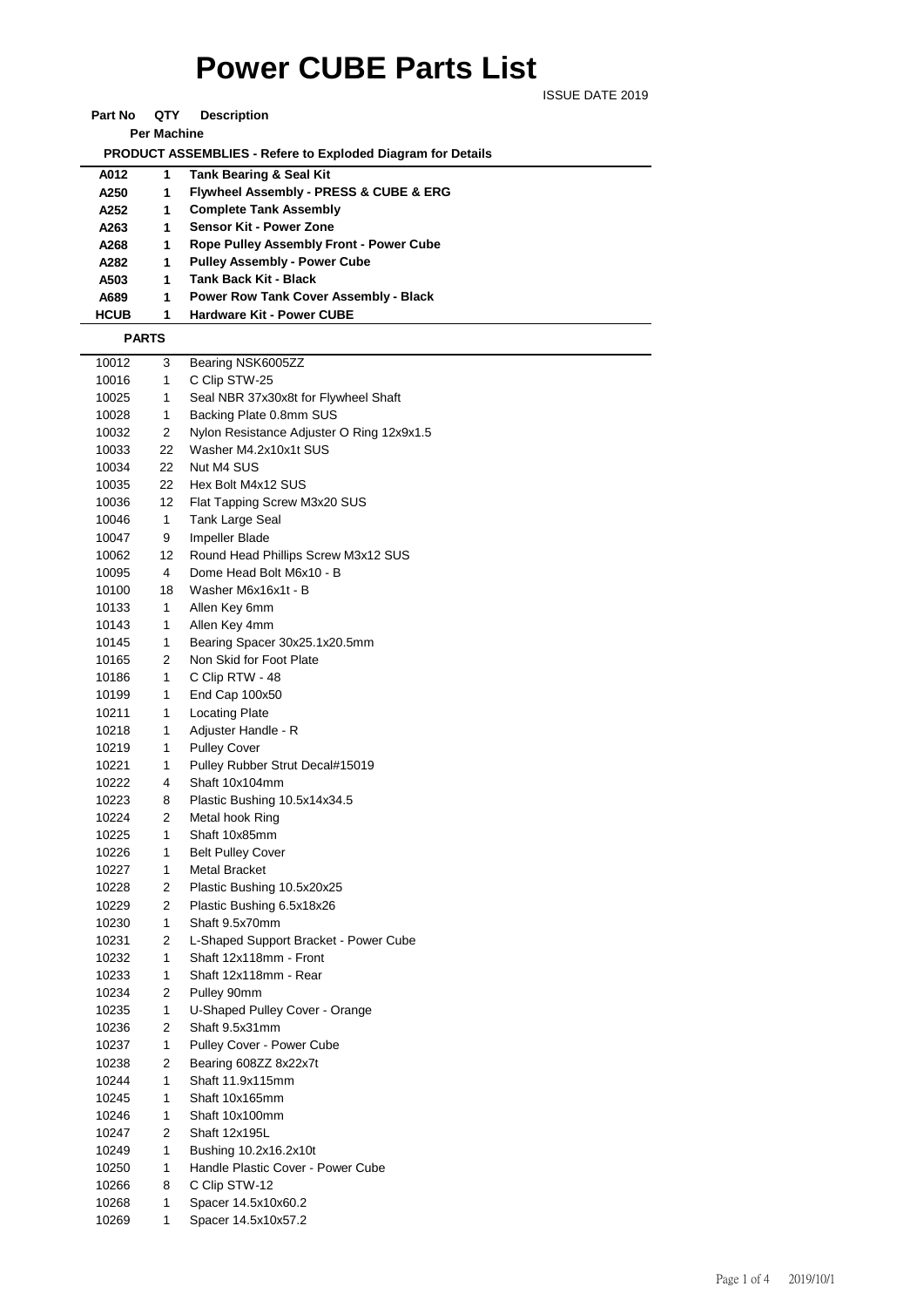# Power CUBE Parts List

ISSUE DATE 2019

| Part No | QTY Per Machine | Description |
|---|---|---|
| | | **PRODUCT ASSEMBLIES - Refere to Exploded Diagram for Details** |
| **A012** | **1** | **Tank Bearing & Seal Kit** |
| **A250** | **1** | **Flywheel Assembly - PRESS & CUBE & ERG** |
| **A252** | **1** | **Complete Tank Assembly** |
| **A263** | **1** | **Sensor Kit - Power Zone** |
| **A268** | **1** | **Rope Pulley Assembly Front - Power Cube** |
| **A282** | **1** | **Pulley Assembly - Power Cube** |
| **A503** | **1** | **Tank Back Kit - Black** |
| **A689** | **1** | **Power Row Tank Cover Assembly - Black** |
| **HCUB** | **1** | **Hardware Kit - Power CUBE** |
| **PARTS** | | |
| 10012 | 3 | Bearing NSK6005ZZ |
| 10016 | 1 | C Clip STW-25 |
| 10025 | 1 | Seal NBR 37x30x8t for Flywheel Shaft |
| 10028 | 1 | Backing Plate 0.8mm SUS |
| 10032 | 2 | Nylon Resistance Adjuster O Ring 12x9x1.5 |
| 10033 | 22 | Washer M4.2x10x1t SUS |
| 10034 | 22 | Nut M4 SUS |
| 10035 | 22 | Hex Bolt M4x12 SUS |
| 10036 | 12 | Flat Tapping Screw M3x20 SUS |
| 10046 | 1 | Tank Large Seal |
| 10047 | 9 | Impeller Blade |
| 10062 | 12 | Round Head Phillips Screw M3x12 SUS |
| 10095 | 4 | Dome Head Bolt M6x10 - B |
| 10100 | 18 | Washer M6x16x1t - B |
| 10133 | 1 | Allen Key 6mm |
| 10143 | 1 | Allen Key 4mm |
| 10145 | 1 | Bearing Spacer 30x25.1x20.5mm |
| 10165 | 2 | Non Skid for Foot Plate |
| 10186 | 1 | C Clip RTW - 48 |
| 10199 | 1 | End Cap 100x50 |
| 10211 | 1 | Locating Plate |
| 10218 | 1 | Adjuster Handle - R |
| 10219 | 1 | Pulley Cover |
| 10221 | 1 | Pulley Rubber Strut Decal#15019 |
| 10222 | 4 | Shaft 10x104mm |
| 10223 | 8 | Plastic Bushing 10.5x14x34.5 |
| 10224 | 2 | Metal hook Ring |
| 10225 | 1 | Shaft 10x85mm |
| 10226 | 1 | Belt Pulley Cover |
| 10227 | 1 | Metal Bracket |
| 10228 | 2 | Plastic Bushing 10.5x20x25 |
| 10229 | 2 | Plastic Bushing 6.5x18x26 |
| 10230 | 1 | Shaft 9.5x70mm |
| 10231 | 2 | L-Shaped Support Bracket - Power Cube |
| 10232 | 1 | Shaft 12x118mm - Front |
| 10233 | 1 | Shaft 12x118mm - Rear |
| 10234 | 2 | Pulley 90mm |
| 10235 | 1 | U-Shaped Pulley Cover - Orange |
| 10236 | 2 | Shaft 9.5x31mm |
| 10237 | 1 | Pulley Cover - Power Cube |
| 10238 | 2 | Bearing 608ZZ 8x22x7t |
| 10244 | 1 | Shaft 11.9x115mm |
| 10245 | 1 | Shaft 10x165mm |
| 10246 | 1 | Shaft 10x100mm |
| 10247 | 2 | Shaft 12x195L |
| 10249 | 1 | Bushing 10.2x16.2x10t |
| 10250 | 1 | Handle Plastic Cover - Power Cube |
| 10266 | 8 | C Clip STW-12 |
| 10268 | 1 | Spacer 14.5x10x60.2 |
| 10269 | 1 | Spacer 14.5x10x57.2 |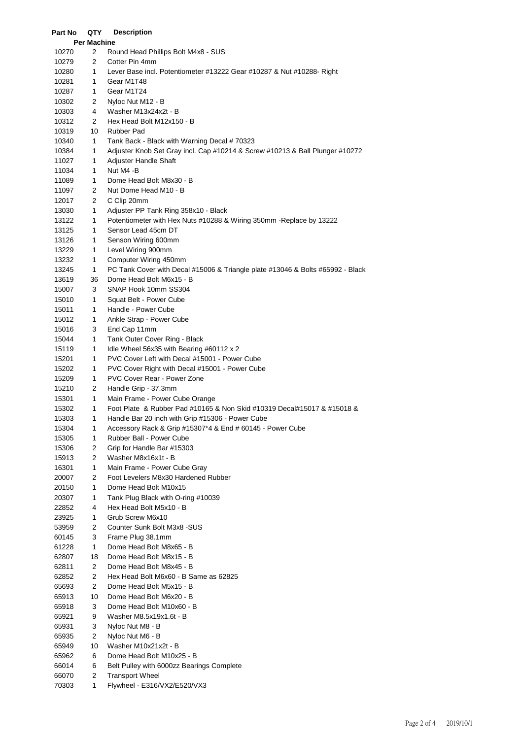| Part No | QTY Per Machine | Description |
|---|---|---|
| 10270 | 2 | Round Head Phillips Bolt M4x8 - SUS |
| 10279 | 2 | Cotter Pin 4mm |
| 10280 | 1 | Lever Base incl. Potentiometer #13222 Gear #10287 & Nut #10288- Right |
| 10281 | 1 | Gear M1T48 |
| 10287 | 1 | Gear M1T24 |
| 10302 | 2 | Nyloc Nut M12 - B |
| 10303 | 4 | Washer M13x24x2t - B |
| 10312 | 2 | Hex Head Bolt M12x150 - B |
| 10319 | 10 | Rubber Pad |
| 10340 | 1 | Tank Back - Black with Warning Decal # 70323 |
| 10384 | 1 | Adjuster Knob Set Gray incl. Cap #10214 & Screw #10213 & Ball Plunger #10272 |
| 11027 | 1 | Adjuster Handle Shaft |
| 11034 | 1 | Nut M4 -B |
| 11089 | 1 | Dome Head Bolt M8x30 - B |
| 11097 | 2 | Nut Dome Head M10 - B |
| 12017 | 2 | C Clip 20mm |
| 13030 | 1 | Adjuster PP Tank Ring 358x10 - Black |
| 13122 | 1 | Potentiometer with Hex Nuts #10288 & Wiring 350mm -Replace by 13222 |
| 13125 | 1 | Sensor Lead 45cm DT |
| 13126 | 1 | Senson Wiring 600mm |
| 13229 | 1 | Level Wiring 900mm |
| 13232 | 1 | Computer Wiring 450mm |
| 13245 | 1 | PC Tank Cover with Decal #15006 & Triangle plate #13046 & Bolts #65992 - Black |
| 13619 | 36 | Dome Head Bolt M6x15 - B |
| 15007 | 3 | SNAP Hook 10mm SS304 |
| 15010 | 1 | Squat Belt - Power Cube |
| 15011 | 1 | Handle - Power Cube |
| 15012 | 1 | Ankle Strap - Power Cube |
| 15016 | 3 | End Cap 11mm |
| 15044 | 1 | Tank Outer Cover Ring - Black |
| 15119 | 1 | Idle Wheel 56x35 with Bearing #60112 x 2 |
| 15201 | 1 | PVC Cover Left with Decal #15001 - Power Cube |
| 15202 | 1 | PVC Cover Right with Decal #15001 - Power Cube |
| 15209 | 1 | PVC Cover Rear - Power Zone |
| 15210 | 2 | Handle Grip - 37.3mm |
| 15301 | 1 | Main Frame - Power Cube Orange |
| 15302 | 1 | Foot Plate & Rubber Pad #10165 & Non Skid #10319 Decal#15017 & #15018 & |
| 15303 | 1 | Handle Bar 20 inch with Grip #15306 - Power Cube |
| 15304 | 1 | Accessory Rack & Grip #15307*4 & End # 60145 - Power Cube |
| 15305 | 1 | Rubber Ball - Power Cube |
| 15306 | 2 | Grip for Handle Bar #15303 |
| 15913 | 2 | Washer M8x16x1t - B |
| 16301 | 1 | Main Frame - Power Cube Gray |
| 20007 | 2 | Foot Levelers M8x30 Hardened Rubber |
| 20150 | 1 | Dome Head Bolt M10x15 |
| 20307 | 1 | Tank Plug Black with O-ring #10039 |
| 22852 | 4 | Hex Head Bolt M5x10 - B |
| 23925 | 1 | Grub Screw M6x10 |
| 53959 | 2 | Counter Sunk Bolt M3x8 -SUS |
| 60145 | 3 | Frame Plug 38.1mm |
| 61228 | 1 | Dome Head Bolt M8x65 - B |
| 62807 | 18 | Dome Head Bolt M8x15 - B |
| 62811 | 2 | Dome Head Bolt M8x45 - B |
| 62852 | 2 | Hex Head Bolt M6x60 - B Same as 62825 |
| 65693 | 2 | Dome Head Bolt M5x15 - B |
| 65913 | 10 | Dome Head Bolt M6x20 - B |
| 65918 | 3 | Dome Head Bolt M10x60 - B |
| 65921 | 9 | Washer M8.5x19x1.6t - B |
| 65931 | 3 | Nyloc Nut M8 - B |
| 65935 | 2 | Nyloc Nut M6 - B |
| 65949 | 10 | Washer M10x21x2t - B |
| 65962 | 6 | Dome Head Bolt M10x25 - B |
| 66014 | 6 | Belt Pulley with 6000zz Bearings Complete |
| 66070 | 2 | Transport Wheel |
| 70303 | 1 | Flywheel - E316/VX2/E520/VX3 |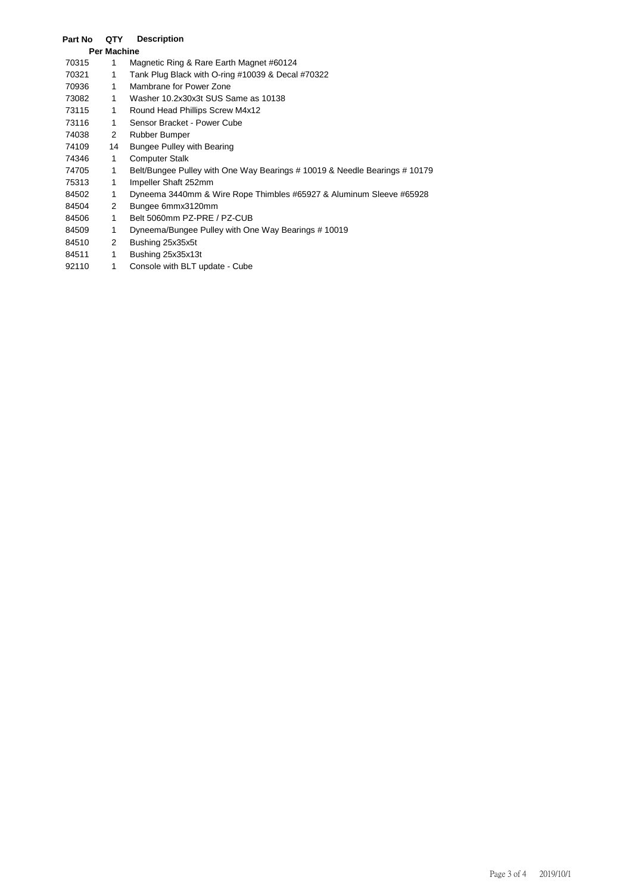| Part No | QTY Per Machine | Description |
| --- | --- | --- |
| 70315 | 1 | Magnetic Ring & Rare Earth Magnet #60124 |
| 70321 | 1 | Tank Plug Black with O-ring #10039 & Decal #70322 |
| 70936 | 1 | Mambrane for Power Zone |
| 73082 | 1 | Washer 10.2x30x3t SUS Same as 10138 |
| 73115 | 1 | Round Head Phillips Screw M4x12 |
| 73116 | 1 | Sensor Bracket - Power Cube |
| 74038 | 2 | Rubber Bumper |
| 74109 | 14 | Bungee Pulley with Bearing |
| 74346 | 1 | Computer Stalk |
| 74705 | 1 | Belt/Bungee Pulley with One Way Bearings # 10019 & Needle Bearings # 10179 |
| 75313 | 1 | Impeller Shaft 252mm |
| 84502 | 1 | Dyneema 3440mm & Wire Rope Thimbles #65927 & Aluminum Sleeve #65928 |
| 84504 | 2 | Bungee 6mmx3120mm |
| 84506 | 1 | Belt 5060mm PZ-PRE / PZ-CUB |
| 84509 | 1 | Dyneema/Bungee Pulley with One Way Bearings # 10019 |
| 84510 | 2 | Bushing 25x35x5t |
| 84511 | 1 | Bushing 25x35x13t |
| 92110 | 1 | Console with BLT update - Cube |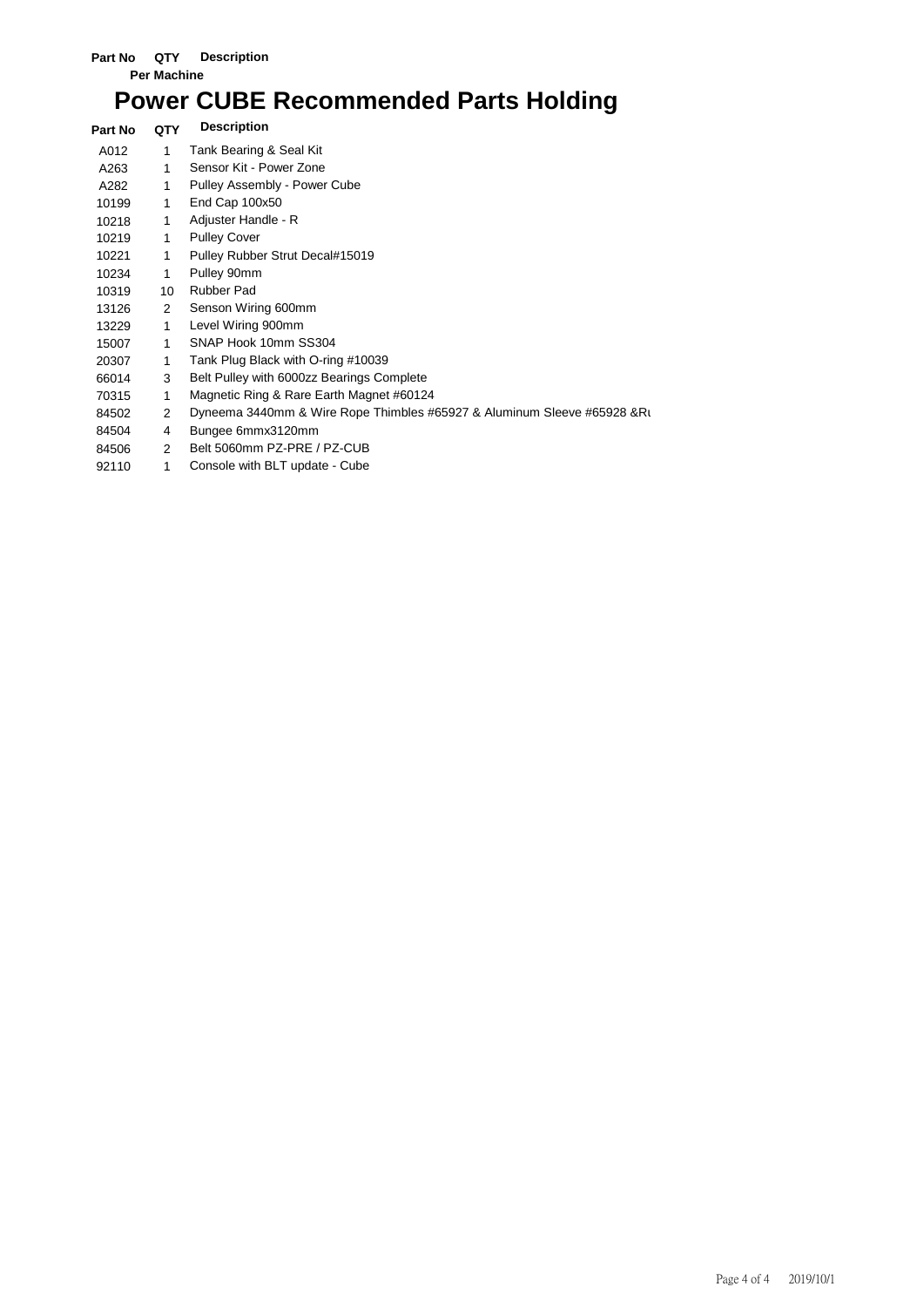| Part No | QTY Per Machine | Description |
|---|---|---|

# Power CUBE Recommended Parts Holding

| Part No | QTY | Description |
|---|---|---|
| A012 | 1 | Tank Bearing & Seal Kit |
| A263 | 1 | Sensor Kit - Power Zone |
| A282 | 1 | Pulley Assembly - Power Cube |
| 10199 | 1 | End Cap 100x50 |
| 10218 | 1 | Adjuster Handle - R |
| 10219 | 1 | Pulley Cover |
| 10221 | 1 | Pulley Rubber Strut Decal#15019 |
| 10234 | 1 | Pulley 90mm |
| 10319 | 10 | Rubber Pad |
| 13126 | 2 | Senson Wiring 600mm |
| 13229 | 1 | Level Wiring 900mm |
| 15007 | 1 | SNAP Hook 10mm SS304 |
| 20307 | 1 | Tank Plug Black with O-ring #10039 |
| 66014 | 3 | Belt Pulley with 6000zz Bearings Complete |
| 70315 | 1 | Magnetic Ring & Rare Earth Magnet #60124 |
| 84502 | 2 | Dyneema 3440mm & Wire Rope Thimbles #65927 & Aluminum Sleeve #65928 &Ru |
| 84504 | 4 | Bungee 6mmx3120mm |
| 84506 | 2 | Belt 5060mm PZ-PRE / PZ-CUB |
| 92110 | 1 | Console with BLT update - Cube |